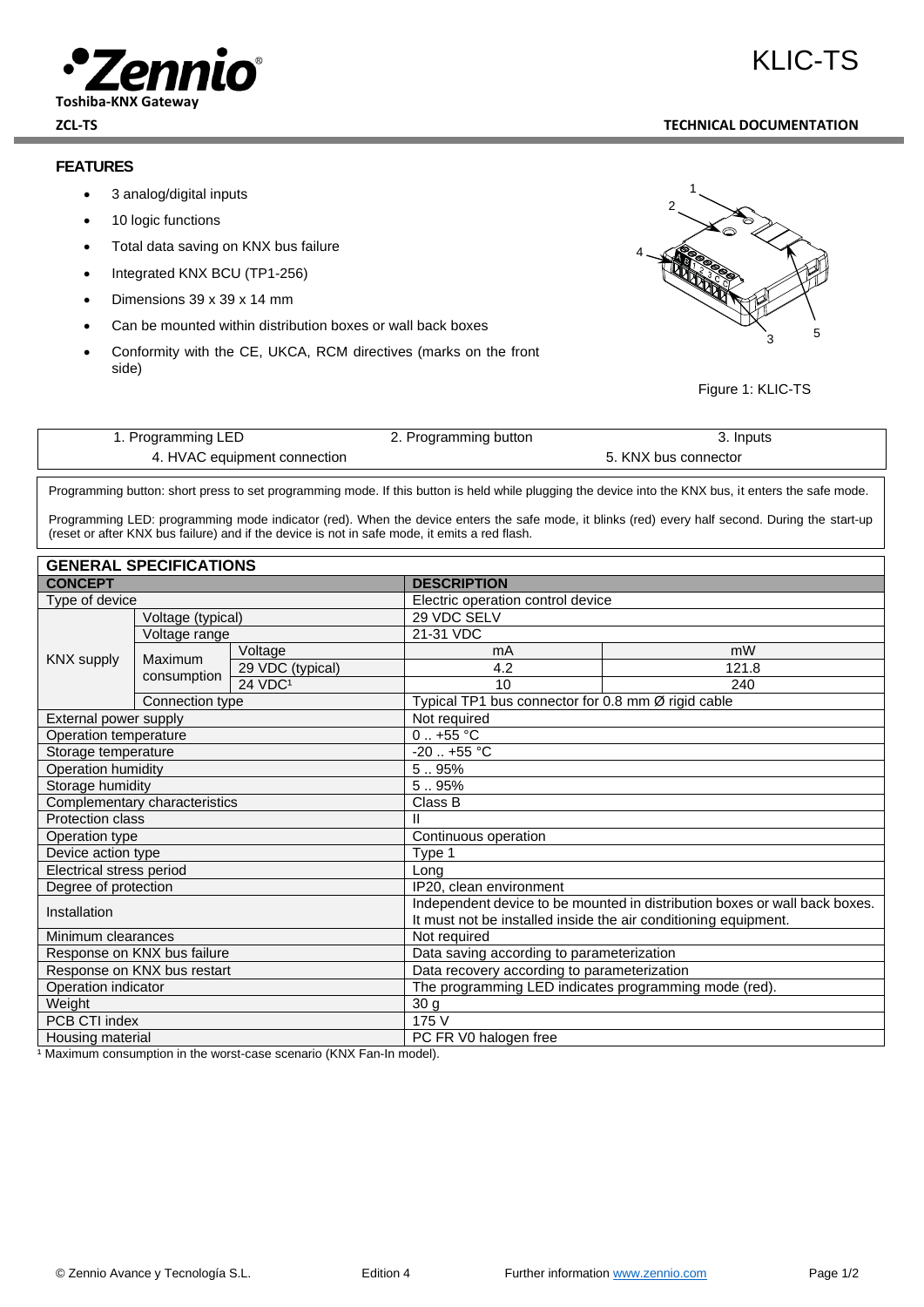**Zennio**

Toshiba-KNX Gateway

**ZCL-TS**

# KLIC-TS

**TECHNICAL DOCUMENTATION**

## FEATURES

- 3 analog/digital inputs
- 10 logic functions
- Total data saving on KNX bus failure
- Integrated KNX BCU (TP1-256)
- Dimensions 39 x 39 x 14 mm
- Can be mounted within distribution boxes or wall back boxes
- Conformity with the CE, UKCA, RCM directives (marks on the front side)

Figure 1: KLIC-TS

| 1. Programming LED | 2. Programming button | 3. Inputs |
|---|---|---|
| 4. HVAC equipment connection | | 5. KNX bus connector |

Programming button: short press to set programming mode. If this button is held while plugging the device into the KNX bus, it enters the safe mode.

Programming LED: programming mode indicator (red). When the device enters the safe mode, it blinks (red) every half second. During the start-up (reset or after KNX bus failure) and if the device is not in safe mode, it emits a red flash.

## GENERAL SPECIFICATIONS

| CONCEPT | | | DESCRIPTION | |
|---|---|---|---|---|
| Type of device | | | Electric operation control device | |
| KNX supply | Voltage (typical) | | 29 VDC SELV | |
| | Voltage range | | 21-31 VDC | |
| | Maximum consumption | Voltage | mA | mW |
| | | 29 VDC (typical) | 4.2 | 121.8 |
| | | 24 VDC[1] | 10 | 240 |
| | Connection type | | Typical TP1 bus connector for 0.8 mm Ø rigid cable | |
| External power supply | | | Not required | |
| Operation temperature | | | 0 .. +55 °C | |
| Storage temperature | | | -20 .. +55 °C | |
| Operation humidity | | | 5 .. 95% | |
| Storage humidity | | | 5 .. 95% | |
| Complementary characteristics | | | Class B | |
| Protection class | | | II | |
| Operation type | | | Continuous operation | |
| Device action type | | | Type 1 | |
| Electrical stress period | | | Long | |
| Degree of protection | | | IP20, clean environment | |
| Installation | | | Independent device to be mounted in distribution boxes or wall back boxes. It must not be installed inside the air conditioning equipment. | |
| Minimum clearances | | | Not required | |
| Response on KNX bus failure | | | Data saving according to parameterization | |
| Response on KNX bus restart | | | Data recovery according to parameterization | |
| Operation indicator | | | The programming LED indicates programming mode (red). | |
| Weight | | | 30 g | |
| PCB CTI index | | | 175 V | |
| Housing material | | | PC FR V0 halogen free | |

[1] Maximum consumption in the worst-case scenario (KNX Fan-In model).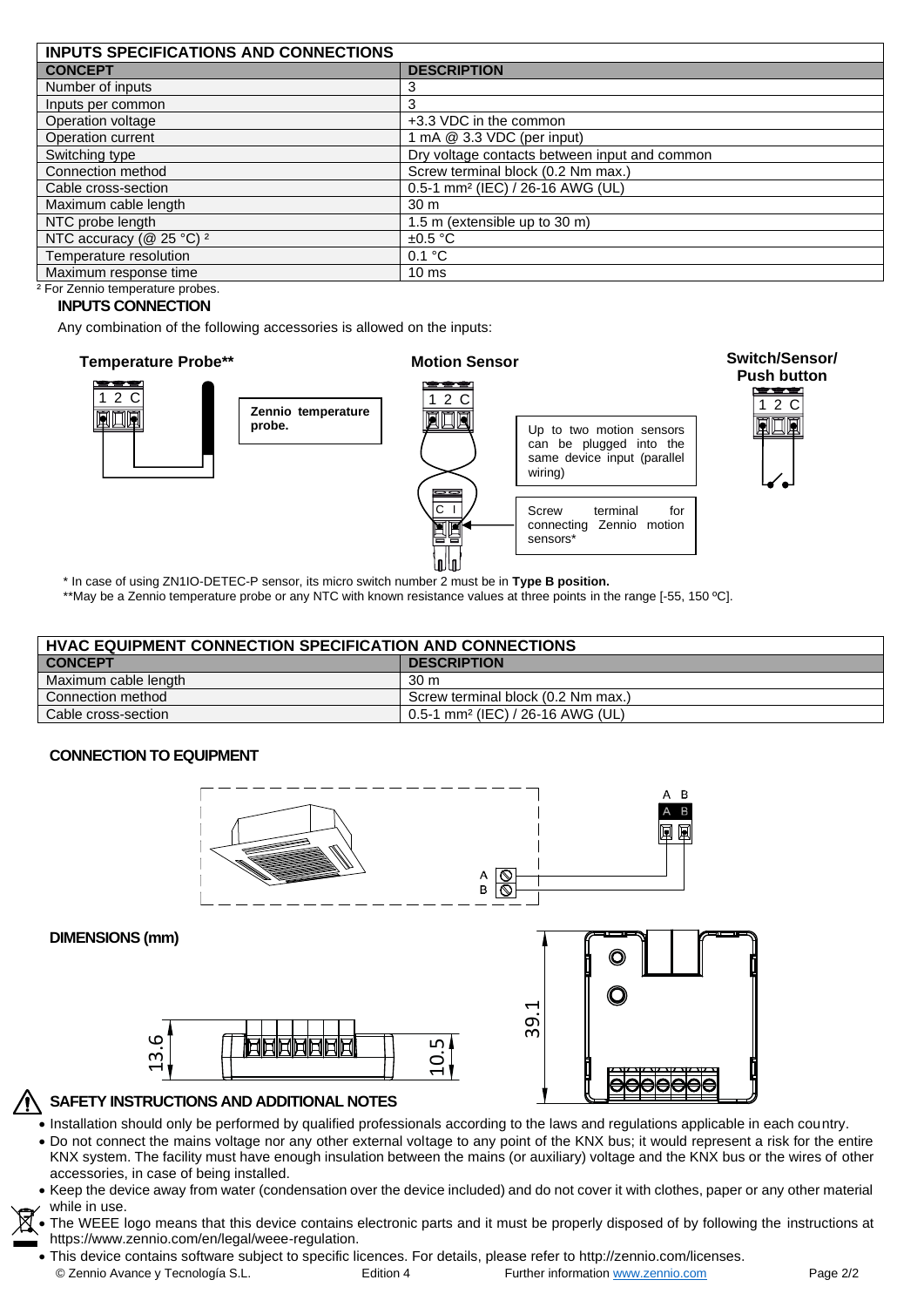| INPUTS SPECIFICATIONS AND CONNECTIONS | |
|---|---|
| **CONCEPT** | **DESCRIPTION** |
| Number of inputs | 3 |
| Inputs per common | 3 |
| Operation voltage | +3.3 VDC in the common |
| Operation current | 1 mA @ 3.3 VDC (per input) |
| Switching type | Dry voltage contacts between input and common |
| Connection method | Screw terminal block (0.2 Nm max.) |
| Cable cross-section | 0.5-1 mm² (IEC) / 26-16 AWG (UL) |
| Maximum cable length | 30 m |
| NTC probe length | 1.5 m (extensible up to 30 m) |
| NTC accuracy (@ 25 °C) [2] | ±0.5 °C |
| Temperature resolution | 0.1 °C |
| Maximum response time | 10 ms |

[2] For Zennio temperature probes.

### INPUTS CONNECTION

Any combination of the following accessories is allowed on the inputs:

**Temperature Probe****

1 2 C

Zennio temperature probe.

**Motion Sensor**

1 2 C

Up to two motion sensors can be plugged into the same device input (parallel wiring)

C I

Screw terminal for connecting Zennio motion sensors*

**Switch/Sensor/ Push button**

1 2 C

* In case of using ZN1IO-DETEC-P sensor, its micro switch number 2 must be in **Type B position.**

**May be a Zennio temperature probe or any NTC with known resistance values at three points in the range [-55, 150 ºC].

| HVAC EQUIPMENT CONNECTION SPECIFICATION AND CONNECTIONS | |
|---|---|
| **CONCEPT** | **DESCRIPTION** |
| Maximum cable length | 30 m |
| Connection method | Screw terminal block (0.2 Nm max.) |
| Cable cross-section | 0.5-1 mm² (IEC) / 26-16 AWG (UL) |

### CONNECTION TO EQUIPMENT

A B

A B

A

B

### DIMENSIONS (mm)

13.6

10.5

39.1

### SAFETY INSTRUCTIONS AND ADDITIONAL NOTES

- Installation should only be performed by qualified professionals according to the laws and regulations applicable in each country.
- Do not connect the mains voltage nor any other external voltage to any point of the KNX bus; it would represent a risk for the entire KNX system. The facility must have enough insulation between the mains (or auxiliary) voltage and the KNX bus or the wires of other accessories, in case of being installed.
- Keep the device away from water (condensation over the device included) and do not cover it with clothes, paper or any other material while in use.
- The WEEE logo means that this device contains electronic parts and it must be properly disposed of by following the instructions at https://www.zennio.com/en/legal/weee-regulation.
- This device contains software subject to specific licences. For details, please refer to http://zennio.com/licenses.

© Zennio Avance y Tecnología S.L. Edition 4 Further information www.zennio.com